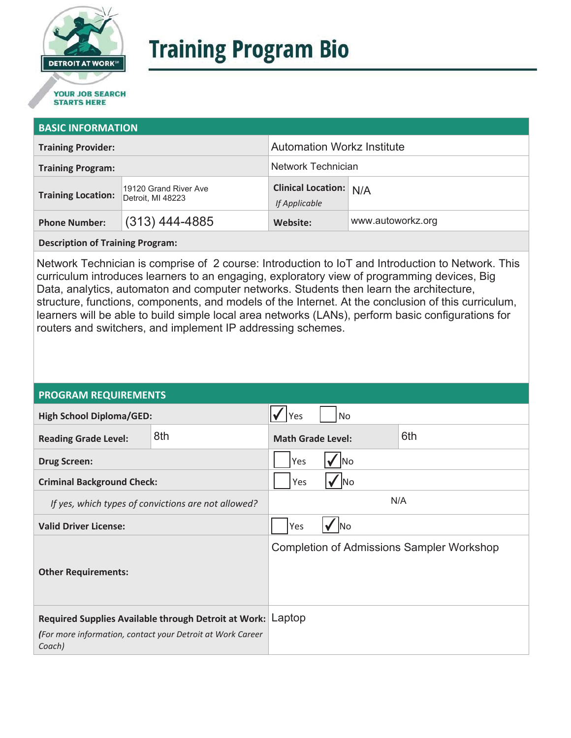# Training Program Bio

## BASIC INFORMATION

| | | | |
|---|---|---|---|
| **Training Provider:** | | Automation Workz Institute | |
| **Training Program:** | | Network Technician | |
| **Training Location:** | 19120 Grand River Ave Detroit, MI 48223 | **Clinical Location:** *If Applicable* | N/A |
| **Phone Number:** | (313) 444-4885 | **Website:** | www.autoworkz.org |

**Description of Training Program:**

Network Technician is comprise of 2 course: Introduction to IoT and Introduction to Network. This curriculum introduces learners to an engaging, exploratory view of programming devices, Big Data, analytics, automaton and computer networks. Students then learn the architecture, structure, functions, components, and models of the Internet. At the conclusion of this curriculum, learners will be able to build simple local area networks (LANs), perform basic configurations for routers and switchers, and implement IP addressing schemes.

## PROGRAM REQUIREMENTS

| | | | |
|---|---|---|---|
| **High School Diploma/GED:** | | ☑ Yes ☐ No | |
| **Reading Grade Level:** | 8th | **Math Grade Level:** | 6th |
| **Drug Screen:** | | ☐ Yes ☑ No | |
| **Criminal Background Check:** | | ☐ Yes ☑ No | |
| *If yes, which types of convictions are not allowed?* | | N/A | |
| **Valid Driver License:** | | ☐ Yes ☑ No | |
| **Other Requirements:** | | Completion of Admissions Sampler Workshop | |
| **Required Supplies Available through Detroit at Work:** ***(For more information, contact your Detroit at Work Career Coach)*** | | Laptop | |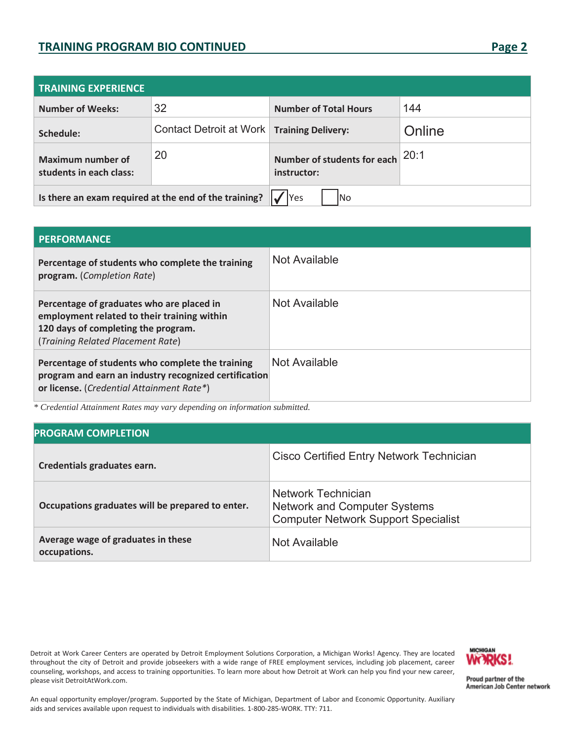## TRAINING PROGRAM BIO CONTINUED

| TRAINING EXPERIENCE | | | |
|---|---|---|---|
| **Number of Weeks:** | 32 | **Number of Total Hours** | 144 |
| **Schedule:** | Contact Detroit at Work | **Training Delivery:** | Online |
| **Maximum number of students in each class:** | 20 | **Number of students for each instructor:** | 20:1 |
| **Is there an exam required at the end of the training?** | ☑ Yes ☐ No | | |

| PERFORMANCE | |
|---|---|
| **Percentage of students who complete the training program.** (*Completion Rate*) | Not Available |
| **Percentage of graduates who are placed in employment related to their training within 120 days of completing the program.** (*Training Related Placement Rate*) | Not Available |
| **Percentage of students who complete the training program and earn an industry recognized certification or license.** (*Credential Attainment Rate**) | Not Available |

*\* Credential Attainment Rates may vary depending on information submitted.*

| PROGRAM COMPLETION | |
|---|---|
| **Credentials graduates earn.** | Cisco Certified Entry Network Technician |
| **Occupations graduates will be prepared to enter.** | Network Technician<br>Network and Computer Systems<br>Computer Network Support Specialist |
| **Average wage of graduates in these occupations.** | Not Available |

Detroit at Work Career Centers are operated by Detroit Employment Solutions Corporation, a Michigan Works! Agency. They are located throughout the city of Detroit and provide jobseekers with a wide range of FREE employment services, including job placement, career counseling, workshops, and access to training opportunities. To learn more about how Detroit at Work can help you find your new career, please visit DetroitAtWork.com.

MICHIGAN WORKS! Proud partner of the American Job Center network

An equal opportunity employer/program. Supported by the State of Michigan, Department of Labor and Economic Opportunity. Auxiliary aids and services available upon request to individuals with disabilities. 1-800-285-WORK. TTY: 711.